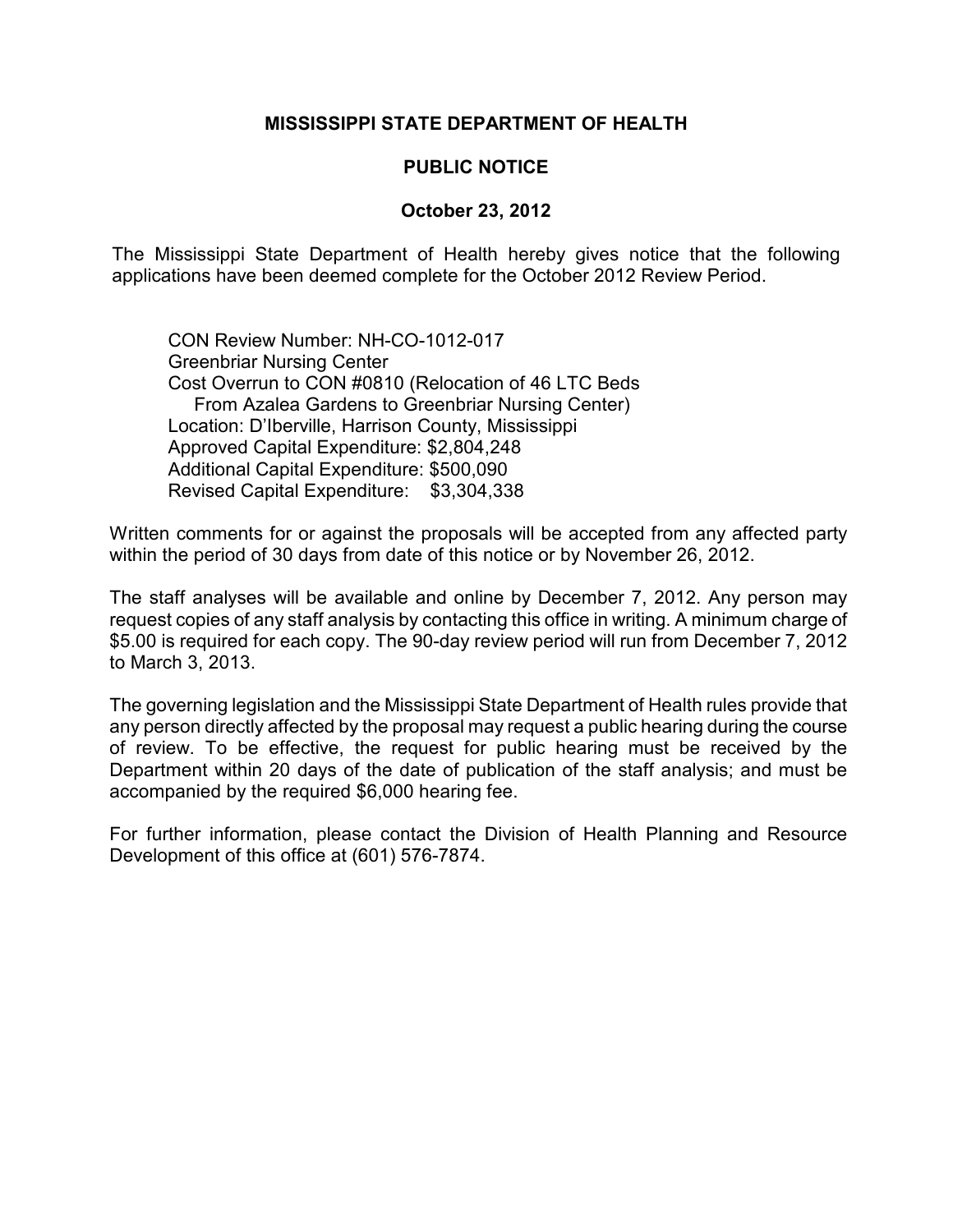**MISSISSIPPI STATE DEPARTMENT OF HEALTH**

**PUBLIC NOTICE**

**October 23, 2012**

The Mississippi State Department of Health hereby gives notice that the following applications have been deemed complete for the October 2012 Review Period.

CON Review Number: NH-CO-1012-017
Greenbriar Nursing Center
Cost Overrun to CON #0810 (Relocation of 46 LTC Beds
From Azalea Gardens to Greenbriar Nursing Center)
Location: D'Iberville, Harrison County, Mississippi
Approved Capital Expenditure: $2,804,248
Additional Capital Expenditure: $500,090
Revised Capital Expenditure: $3,304,338

Written comments for or against the proposals will be accepted from any affected party within the period of 30 days from date of this notice or by November 26, 2012.

The staff analyses will be available and online by December 7, 2012. Any person may request copies of any staff analysis by contacting this office in writing. A minimum charge of $5.00 is required for each copy. The 90-day review period will run from December 7, 2012 to March 3, 2013.

The governing legislation and the Mississippi State Department of Health rules provide that any person directly affected by the proposal may request a public hearing during the course of review. To be effective, the request for public hearing must be received by the Department within 20 days of the date of publication of the staff analysis; and must be accompanied by the required $6,000 hearing fee.

For further information, please contact the Division of Health Planning and Resource Development of this office at (601) 576-7874.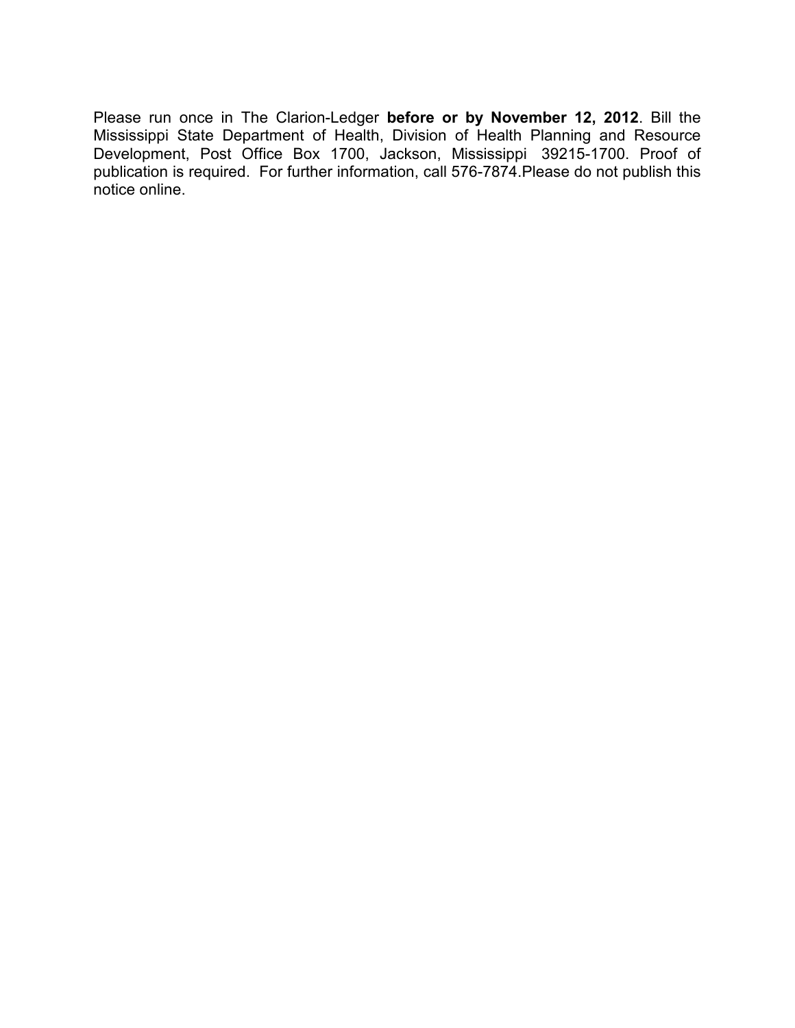Please run once in The Clarion-Ledger **before or by November 12, 2012**. Bill the Mississippi State Department of Health, Division of Health Planning and Resource Development, Post Office Box 1700, Jackson, Mississippi 39215-1700. Proof of publication is required. For further information, call 576-7874.Please do not publish this notice online.